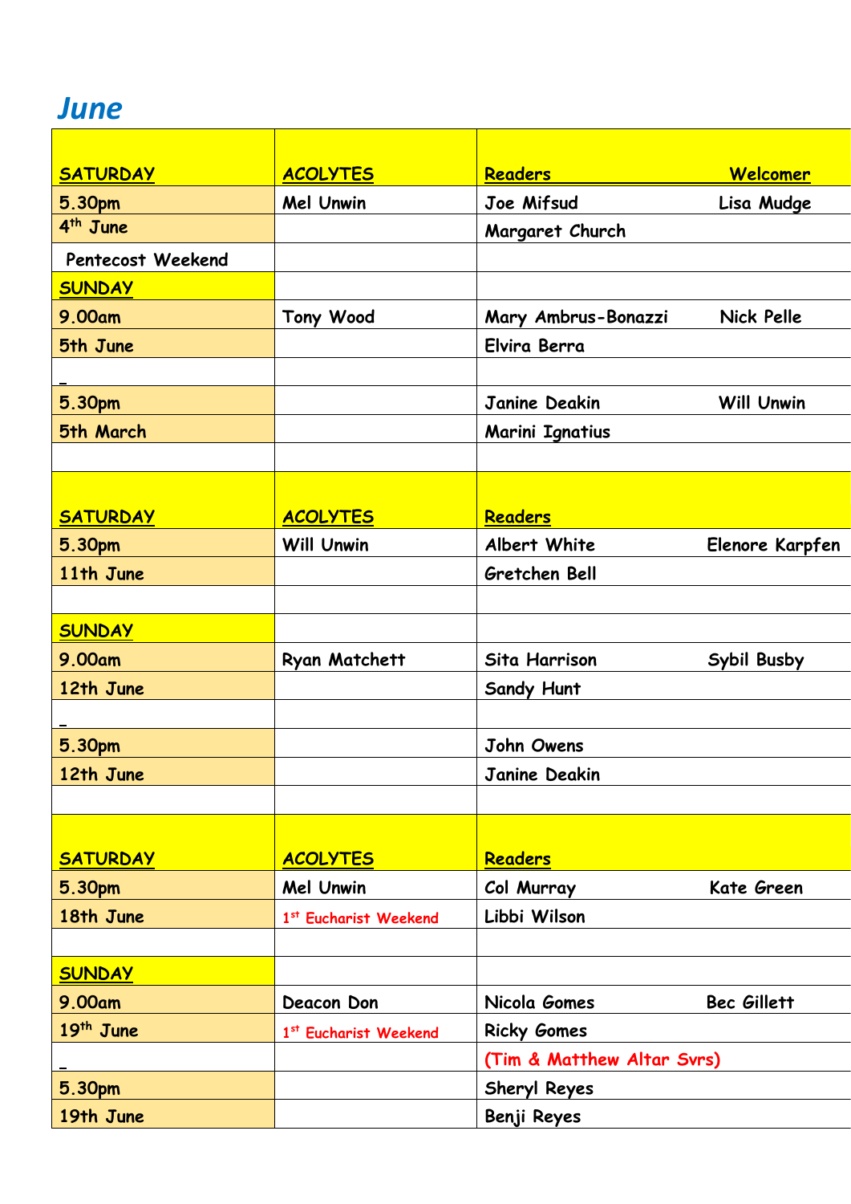# June

| SATURDAY | ACOLYTES | Readers | Welcomer |
|---|---|---|---|
| 5.30pm | Mel Unwin | Joe Mifsud | Lisa Mudge |
| 4th June | | Margaret Church | |
| Pentecost Weekend | | | |
| SUNDAY | | | |
| 9.00am | Tony Wood | Mary Ambrus-Bonazzi | Nick Pelle |
| 5th June | | Elvira Berra | |
| | | | |
| 5.30pm | | Janine Deakin | Will Unwin |
| 5th March | | Marini Ignatius | |
| | | | |
| SATURDAY | ACOLYTES | Readers | |
| 5.30pm | Will Unwin | Albert White | Elenore Karpfen |
| 11th June | | Gretchen Bell | |
| | | | |
| SUNDAY | | | |
| 9.00am | Ryan Matchett | Sita Harrison | Sybil Busby |
| 12th June | | Sandy Hunt | |
| | | | |
| 5.30pm | | John Owens | |
| 12th June | | Janine Deakin | |
| | | | |
| SATURDAY | ACOLYTES | Readers | |
| 5.30pm | Mel Unwin | Col Murray | Kate Green |
| 18th June | 1st Eucharist Weekend | Libbi Wilson | |
| | | | |
| SUNDAY | | | |
| 9.00am | Deacon Don | Nicola Gomes | Bec Gillett |
| 19th June | 1st Eucharist Weekend | Ricky Gomes | |
| | | (Tim & Matthew Altar Svrs) | |
| 5.30pm | | Sheryl Reyes | |
| 19th June | | Benji Reyes | |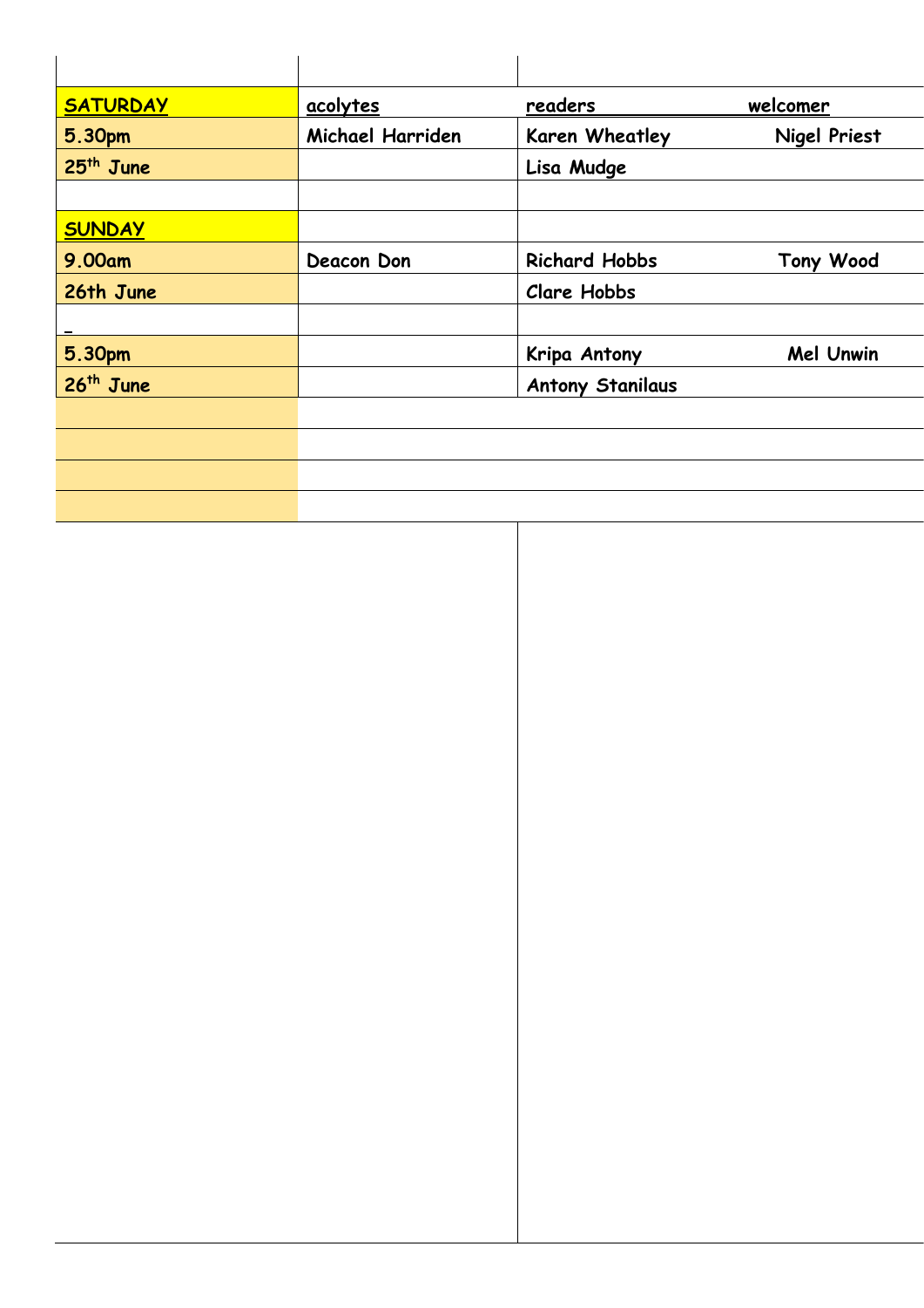| | | | |
|---|---|---|---|
| **SATURDAY** | acolytes | readers | welcomer |
| **5.30pm** | Michael Harriden | Karen Wheatley | Nigel Priest |
| **25th June** | | Lisa Mudge | |
| | | | |
| **SUNDAY** | | | |
| **9.00am** | Deacon Don | Richard Hobbs | Tony Wood |
| **26th June** | | Clare Hobbs | |
| _ | | | |
| **5.30pm** | | Kripa Antony | Mel Unwin |
| **26th June** | | Antony Stanilaus | |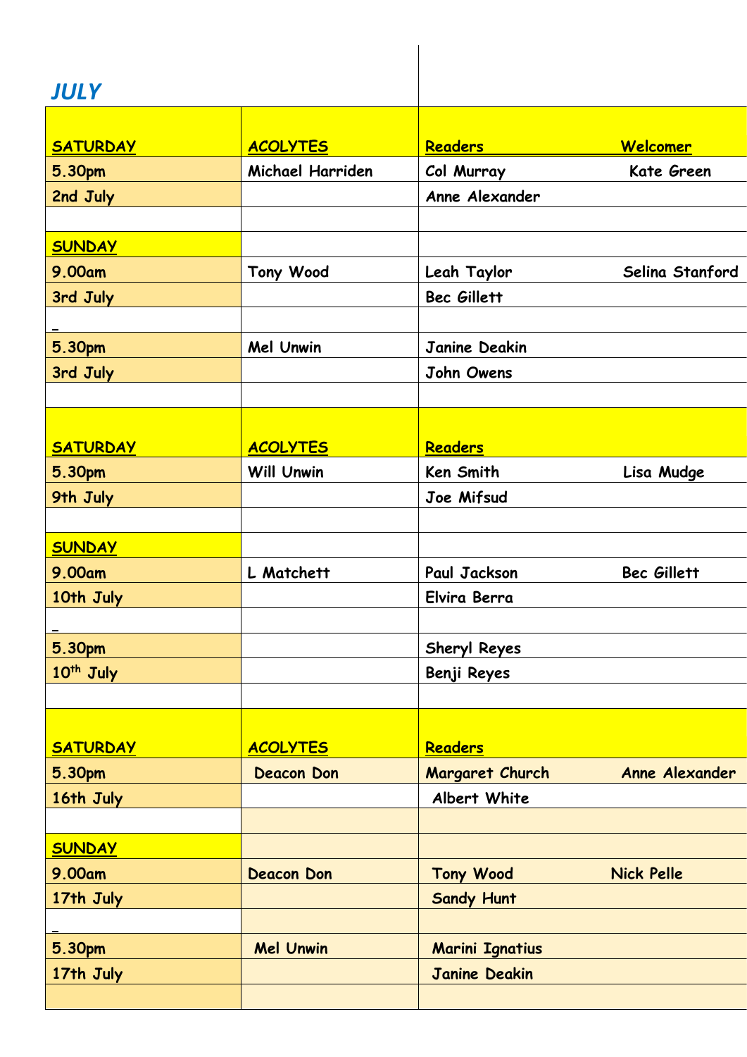## JULY

| SATURDAY | ACOLYTES | Readers | Welcomer |
|---|---|---|---|
| 5.30pm | Michael Harriden | Col Murray | Kate Green |
| 2nd July | | Anne Alexander | |
| | | | |
| SUNDAY | | | |
| 9.00am | Tony Wood | Leah Taylor | Selina Stanford |
| 3rd July | | Bec Gillett | |
| | | | |
| 5.30pm | Mel Unwin | Janine Deakin | |
| 3rd July | | John Owens | |
| | | | |
| **SATURDAY** | **ACOLYTES** | **Readers** | |
| 5.30pm | Will Unwin | Ken Smith | Lisa Mudge |
| 9th July | | Joe Mifsud | |
| | | | |
| SUNDAY | | | |
| 9.00am | L Matchett | Paul Jackson | Bec Gillett |
| 10th July | | Elvira Berra | |
| | | | |
| 5.30pm | | Sheryl Reyes | |
| 10th July | | Benji Reyes | |
| | | | |
| **SATURDAY** | **ACOLYTES** | **Readers** | |
| 5.30pm | Deacon Don | Margaret Church | Anne Alexander |
| 16th July | | Albert White | |
| | | | |
| SUNDAY | | | |
| 9.00am | Deacon Don | Tony Wood | Nick Pelle |
| 17th July | | Sandy Hunt | |
| | | | |
| 5.30pm | Mel Unwin | Marini Ignatius | |
| 17th July | | Janine Deakin | |
| | | | |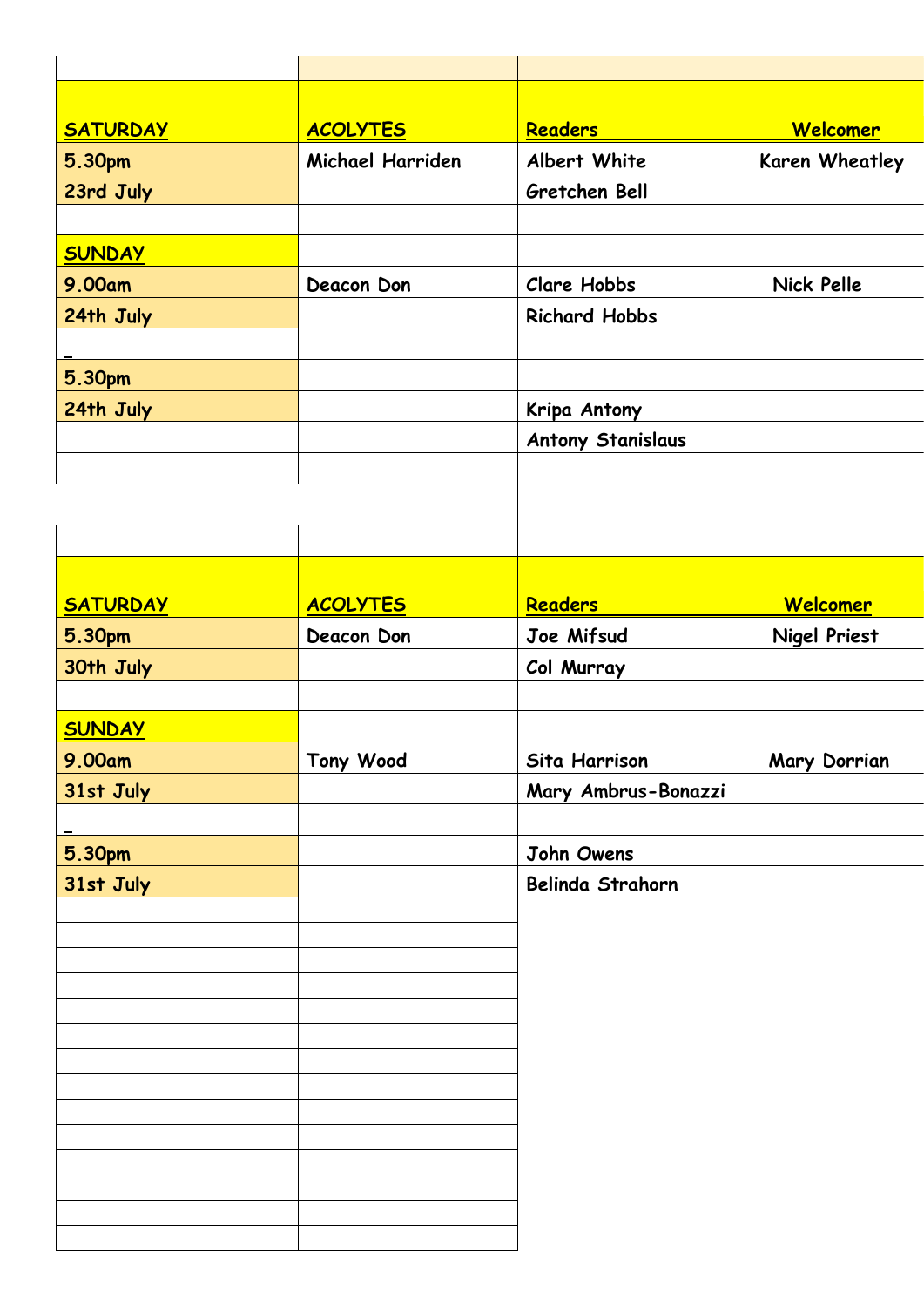| SATURDAY | ACOLYTES | Readers | Welcomer |
|---|---|---|---|
| 5.30pm | Michael Harriden | Albert White | Karen Wheatley |
| 23rd July | | Gretchen Bell | |
| | | | |
| SUNDAY | | | |
| 9.00am | Deacon Don | Clare Hobbs | Nick Pelle |
| 24th July | | Richard Hobbs | |
| _ | | | |
| 5.30pm | | | |
| 24th July | | Kripa Antony | |
| | | Antony Stanislaus | |

| SATURDAY | ACOLYTES | Readers | Welcomer |
|---|---|---|---|
| 5.30pm | Deacon Don | Joe Mifsud | Nigel Priest |
| 30th July | | Col Murray | |
| | | | |
| SUNDAY | | | |
| 9.00am | Tony Wood | Sita Harrison | Mary Dorrian |
| 31st July | | Mary Ambrus-Bonazzi | |
| _ | | | |
| 5.30pm | | John Owens | |
| 31st July | | Belinda Strahorn | |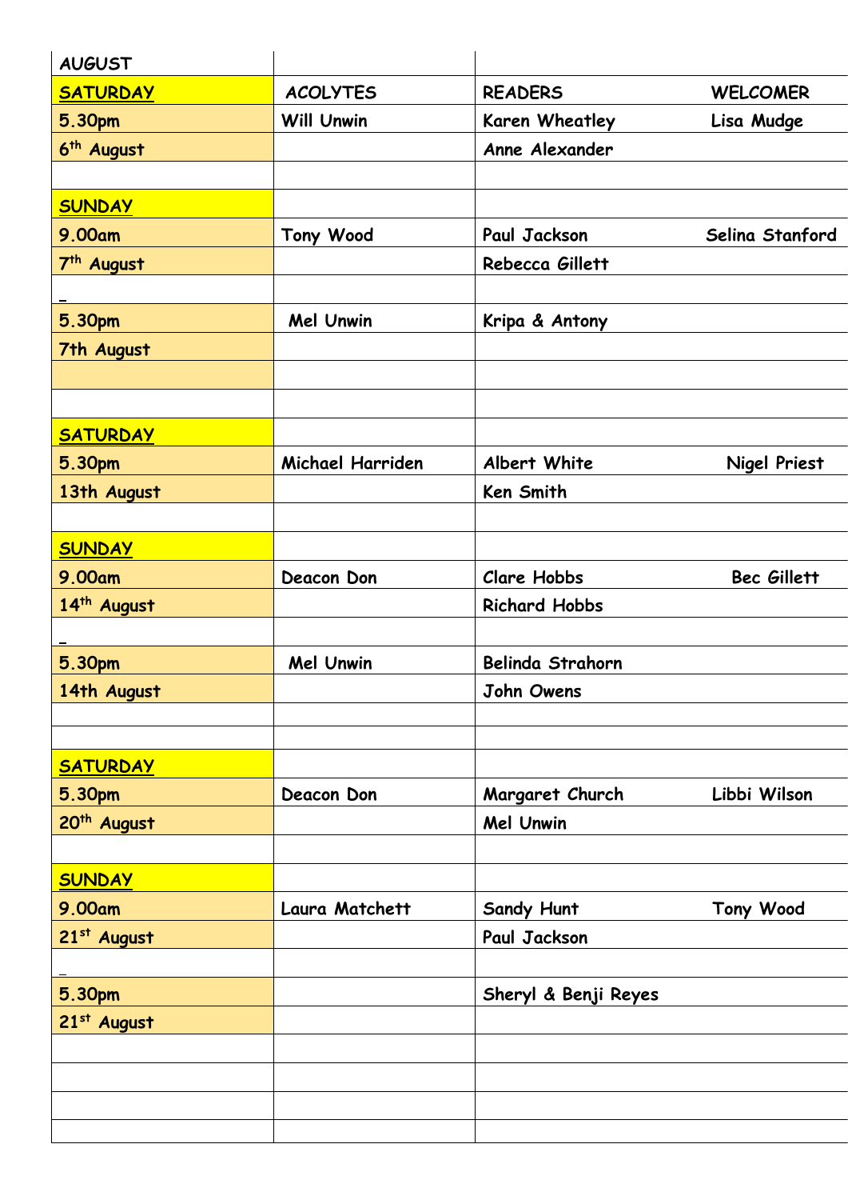| AUGUST | | | |
|---|---|---|---|
| **SATURDAY** | ACOLYTES | READERS | WELCOMER |
| 5.30pm | Will Unwin | Karen Wheatley | Lisa Mudge |
| 6th August | | Anne Alexander | |
| | | | |
| **SUNDAY** | | | |
| 9.00am | Tony Wood | Paul Jackson | Selina Stanford |
| 7th August | | Rebecca Gillett | |
| | | | |
| 5.30pm | Mel Unwin | Kripa & Antony | |
| 7th August | | | |
| | | | |
| | | | |
| **SATURDAY** | | | |
| 5.30pm | Michael Harriden | Albert White | Nigel Priest |
| 13th August | | Ken Smith | |
| | | | |
| **SUNDAY** | | | |
| 9.00am | Deacon Don | Clare Hobbs | Bec Gillett |
| 14th August | | Richard Hobbs | |
| | | | |
| 5.30pm | Mel Unwin | Belinda Strahorn | |
| 14th August | | John Owens | |
| | | | |
| | | | |
| **SATURDAY** | | | |
| 5.30pm | Deacon Don | Margaret Church | Libbi Wilson |
| 20th August | | Mel Unwin | |
| | | | |
| **SUNDAY** | | | |
| 9.00am | Laura Matchett | Sandy Hunt | Tony Wood |
| 21st August | | Paul Jackson | |
| | | | |
| 5.30pm | | Sheryl & Benji Reyes | |
| 21st August | | | |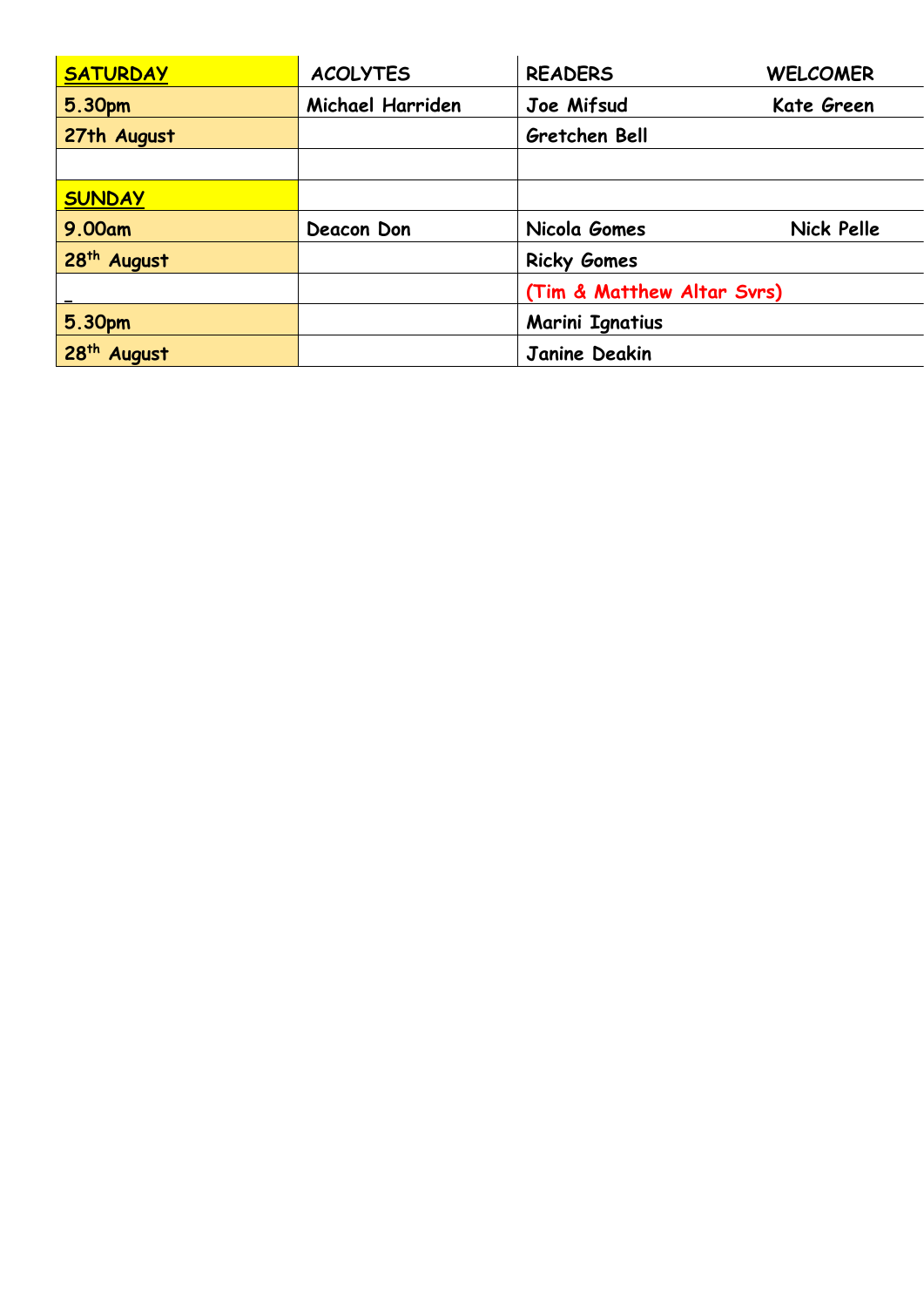| SATURDAY | ACOLYTES | READERS | WELCOMER |
|---|---|---|---|
| 5.30pm | Michael Harriden | Joe Mifsud | Kate Green |
| 27th August | | Gretchen Bell | |
| | | | |
| SUNDAY | | | |
| 9.00am | Deacon Don | Nicola Gomes | Nick Pelle |
| 28th August | | Ricky Gomes | |
| | | (Tim & Matthew Altar Svrs) | |
| 5.30pm | | Marini Ignatius | |
| 28th August | | Janine Deakin | |